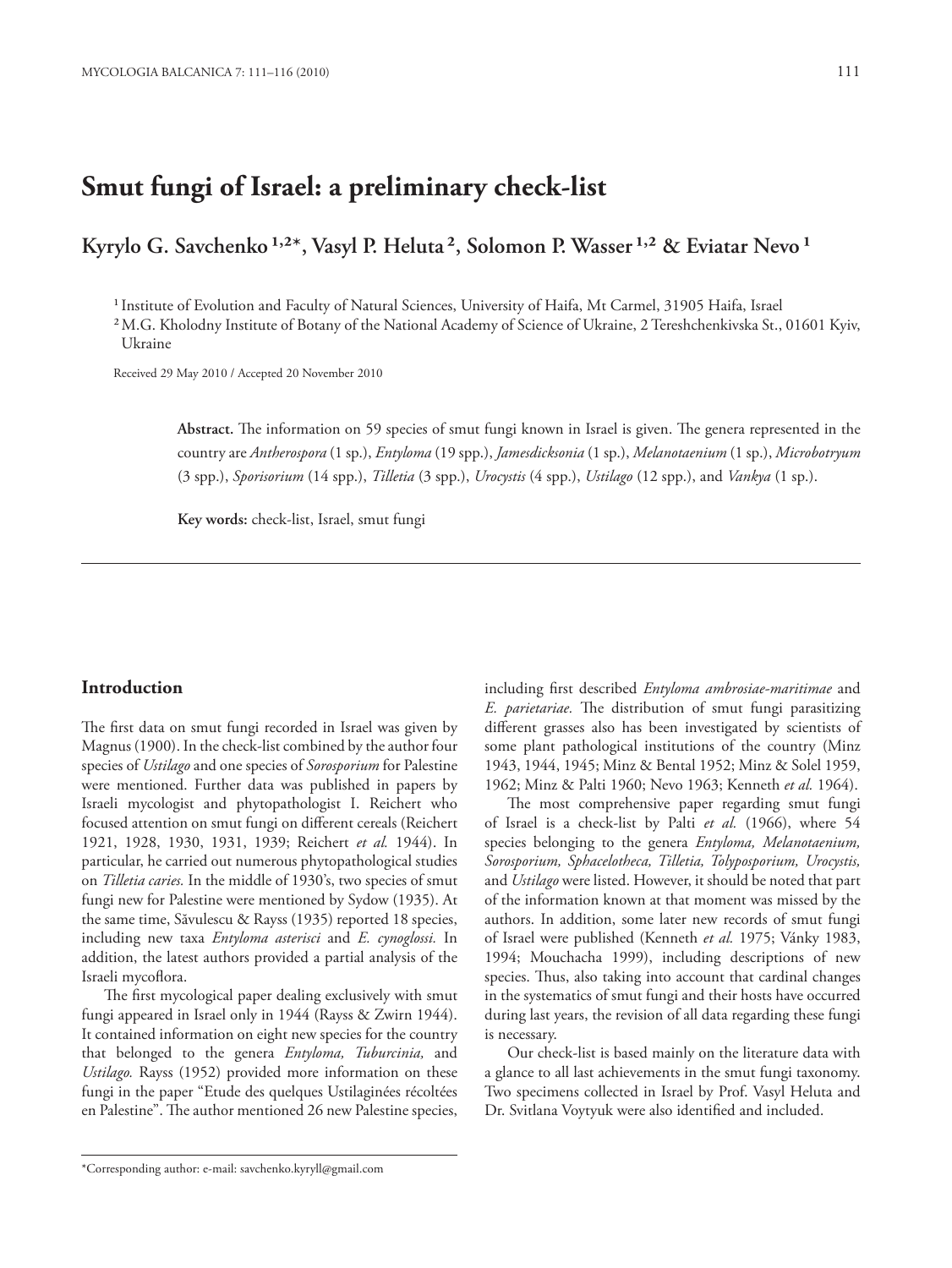# Smut fungi of Israel: a preliminary check-list

**Kyrylo G. Savchenko [1,2]*, Vasyl P. Heluta [2], Solomon P. Wasser [1,2] & Eviatar Nevo [1]**

[1] Institute of Evolution and Faculty of Natural Sciences, University of Haifa, Mt Carmel, 31905 Haifa, Israel

[2] M.G. Kholodny Institute of Botany of the National Academy of Science of Ukraine, 2 Tereshchenkivska St., 01601 Kyiv, Ukraine

Received 29 May 2010 / Accepted 20 November 2010

**Abstract.** The information on 59 species of smut fungi known in Israel is given. The genera represented in the country are *Antherospora* (1 sp.), *Entyloma* (19 spp.), *Jamesdicksonia* (1 sp.), *Melanotaenium* (1 sp.), *Microbotryum* (3 spp.), *Sporisorium* (14 spp.), *Tilletia* (3 spp.), *Urocystis* (4 spp.), *Ustilago* (12 spp.), and *Vankya* (1 sp.).

**Key words:** check-list, Israel, smut fungi

## Introduction

The first data on smut fungi recorded in Israel was given by Magnus (1900). In the check-list combined by the author four species of *Ustilago* and one species of *Sorosporium* for Palestine were mentioned. Further data was published in papers by Israeli mycologist and phytopathologist I. Reichert who focused attention on smut fungi on different cereals (Reichert 1921, 1928, 1930, 1931, 1939; Reichert *et al.* 1944). In particular, he carried out numerous phytopathological studies on *Tilletia caries.* In the middle of 1930's, two species of smut fungi new for Palestine were mentioned by Sydow (1935). At the same time, Săvulescu & Rayss (1935) reported 18 species, including new taxa *Entyloma asterisci* and *E. cynoglossi.* In addition, the latest authors provided a partial analysis of the Israeli mycoflora.

The first mycological paper dealing exclusively with smut fungi appeared in Israel only in 1944 (Rayss & Zwirn 1944). It contained information on eight new species for the country that belonged to the genera *Entyloma, Tuburcinia,* and *Ustilago.* Rayss (1952) provided more information on these fungi in the paper "Etude des quelques Ustilaginées récoltées en Palestine". The author mentioned 26 new Palestine species, including first described *Entyloma ambrosiae-maritimae* and *E. parietariae.* The distribution of smut fungi parasitizing different grasses also has been investigated by scientists of some plant pathological institutions of the country (Minz 1943, 1944, 1945; Minz & Bental 1952; Minz & Solel 1959, 1962; Minz & Palti 1960; Nevo 1963; Kenneth *et al.* 1964).

The most comprehensive paper regarding smut fungi of Israel is a check-list by Palti *et al.* (1966), where 54 species belonging to the genera *Entyloma, Melanotaenium, Sorosporium, Sphacelotheca, Tilletia, Tolyposporium, Urocystis,* and *Ustilago* were listed. However, it should be noted that part of the information known at that moment was missed by the authors. In addition, some later new records of smut fungi of Israel were published (Kenneth *et al.* 1975; Vánky 1983, 1994; Mouchacha 1999), including descriptions of new species. Thus, also taking into account that cardinal changes in the systematics of smut fungi and their hosts have occurred during last years, the revision of all data regarding these fungi is necessary.

Our check-list is based mainly on the literature data with a glance to all last achievements in the smut fungi taxonomy. Two specimens collected in Israel by Prof. Vasyl Heluta and Dr. Svitlana Voytyuk were also identified and included.

*Corresponding author: e-mail: savchenko.kyryll@gmail.com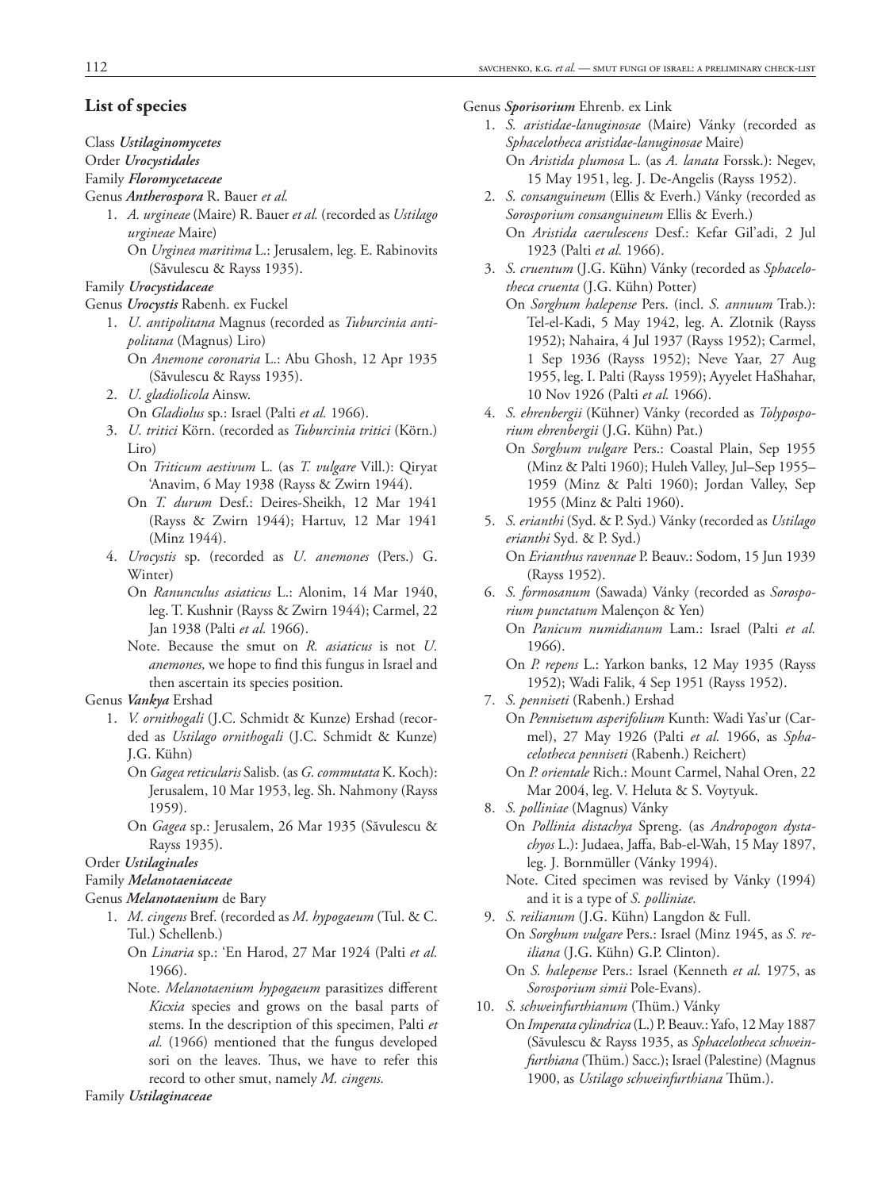## List of species

Class *Ustilaginomycetes*

Order *Urocystidales*

Family *Floromycetaceae*

Genus *Antherospora* R. Bauer *et al.*

1. *A. urgineae* (Maire) R. Bauer *et al.* (recorded as *Ustilago urgineae* Maire)
   On *Urginea maritima* L.: Jerusalem, leg. E. Rabinovits (Săvulescu & Rayss 1935).

Family *Urocystidaceae*

Genus *Urocystis* Rabenh. ex Fuckel

1. *U. antipolitana* Magnus (recorded as *Tuburcinia antipolitana* (Magnus) Liro)
   On *Anemone coronaria* L.: Abu Ghosh, 12 Apr 1935 (Săvulescu & Rayss 1935).
2. *U. gladiolicola* Ainsw.
   On *Gladiolus* sp.: Israel (Palti *et al.* 1966).
3. *U. tritici* Körn. (recorded as *Tuburcinia tritici* (Körn.) Liro)
   On *Triticum aestivum* L. (as *T. vulgare* Vill.): Qiryat 'Anavim, 6 May 1938 (Rayss & Zwirn 1944).
   On *T. durum* Desf.: Deires-Sheikh, 12 Mar 1941 (Rayss & Zwirn 1944); Hartuv, 12 Mar 1941 (Minz 1944).
4. *Urocystis* sp. (recorded as *U. anemones* (Pers.) G. Winter)
   On *Ranunculus asiaticus* L.: Alonim, 14 Mar 1940, leg. T. Kushnir (Rayss & Zwirn 1944); Carmel, 22 Jan 1938 (Palti *et al.* 1966).
   Note. Because the smut on *R. asiaticus* is not *U. anemones,* we hope to find this fungus in Israel and then ascertain its species position.

Genus *Vankya* Ershad

1. *V. ornithogali* (J.C. Schmidt & Kunze) Ershad (recorded as *Ustilago ornithogali* (J.C. Schmidt & Kunze) J.G. Kühn)
   On *Gagea reticularis* Salisb. (as *G. commutata* K. Koch): Jerusalem, 10 Mar 1953, leg. Sh. Nahmony (Rayss 1959).
   On *Gagea* sp.: Jerusalem, 26 Mar 1935 (Săvulescu & Rayss 1935).

Order *Ustilaginales*

Family *Melanotaeniaceae*

Genus *Melanotaenium* de Bary

1. *M. cingens* Bref. (recorded as *M. hypogaeum* (Tul. & C. Tul.) Schellenb.)
   On *Linaria* sp.: 'En Harod, 27 Mar 1924 (Palti *et al.* 1966).
   Note. *Melanotaenium hypogaeum* parasitizes different *Kicxia* species and grows on the basal parts of stems. In the description of this specimen, Palti *et al.* (1966) mentioned that the fungus developed sori on the leaves. Thus, we have to refer this record to other smut, namely *M. cingens.*

Family *Ustilaginaceae*

Genus *Sporisorium* Ehrenb. ex Link

1. *S. aristidae-lanuginosae* (Maire) Vánky (recorded as *Sphacelotheca aristidae-lanuginosae* Maire)
   On *Aristida plumosa* L. (as *A. lanata* Forssk.): Negev, 15 May 1951, leg. J. De-Angelis (Rayss 1952).
2. *S. consanguineum* (Ellis & Everh.) Vánky (recorded as *Sorosporium consanguineum* Ellis & Everh.)
   On *Aristida caerulescens* Desf.: Kefar Gil'adi, 2 Jul 1923 (Palti *et al.* 1966).
3. *S. cruentum* (J.G. Kühn) Vánky (recorded as *Sphacelotheca cruenta* (J.G. Kühn) Potter)
   On *Sorghum halepense* Pers. (incl. *S. annuum* Trab.): Tel-el-Kadi, 5 May 1942, leg. A. Zlotnik (Rayss 1952); Nahaira, 4 Jul 1937 (Rayss 1952); Carmel, 1 Sep 1936 (Rayss 1952); Neve Yaar, 27 Aug 1955, leg. I. Palti (Rayss 1959); Ayyelet HaShahar, 10 Nov 1926 (Palti *et al.* 1966).
4. *S. ehrenbergii* (Kühner) Vánky (recorded as *Tolyposporium ehrenbergii* (J.G. Kühn) Pat.)
   On *Sorghum vulgare* Pers.: Coastal Plain, Sep 1955 (Minz & Palti 1960); Huleh Valley, Jul–Sep 1955–1959 (Minz & Palti 1960); Jordan Valley, Sep 1955 (Minz & Palti 1960).
5. *S. erianthi* (Syd. & P. Syd.) Vánky (recorded as *Ustilago erianthi* Syd. & P. Syd.)
   On *Erianthus ravennae* P. Beauv.: Sodom, 15 Jun 1939 (Rayss 1952).
6. *S. formosanum* (Sawada) Vánky (recorded as *Sorosporium punctatum* Malençon & Yen)
   On *Panicum numidianum* Lam.: Israel (Palti *et al.* 1966).
   On *P. repens* L.: Yarkon banks, 12 May 1935 (Rayss 1952); Wadi Falik, 4 Sep 1951 (Rayss 1952).
7. *S. penniseti* (Rabenh.) Ershad
   On *Pennisetum asperifolium* Kunth: Wadi Yas'ur (Carmel), 27 May 1926 (Palti *et al.* 1966, as *Sphacelotheca penniseti* (Rabenh.) Reichert)
   On *P. orientale* Rich.: Mount Carmel, Nahal Oren, 22 Mar 2004, leg. V. Heluta & S. Voytyuk.
8. *S. polliniae* (Magnus) Vánky
   On *Pollinia distachya* Spreng. (as *Andropogon dystachyos* L.): Judaea, Jaffa, Bab-el-Wah, 15 May 1897, leg. J. Bornmüller (Vánky 1994).
   Note. Cited specimen was revised by Vánky (1994) and it is a type of *S. polliniae.*
9. *S. reilianum* (J.G. Kühn) Langdon & Full.
   On *Sorghum vulgare* Pers.: Israel (Minz 1945, as *S. reiliana* (J.G. Kühn) G.P. Clinton).
   On *S. halepense* Pers.: Israel (Kenneth *et al.* 1975, as *Sorosporium simii* Pole-Evans).
10. *S. schweinfurthianum* (Thüm.) Vánky
    On *Imperata cylindrica* (L.) P. Beauv.: Yafo, 12 May 1887 (Săvulescu & Rayss 1935, as *Sphacelotheca schweinfurthiana* (Thüm.) Sacc.); Israel (Palestine) (Magnus 1900, as *Ustilago schweinfurthiana* Thüm.).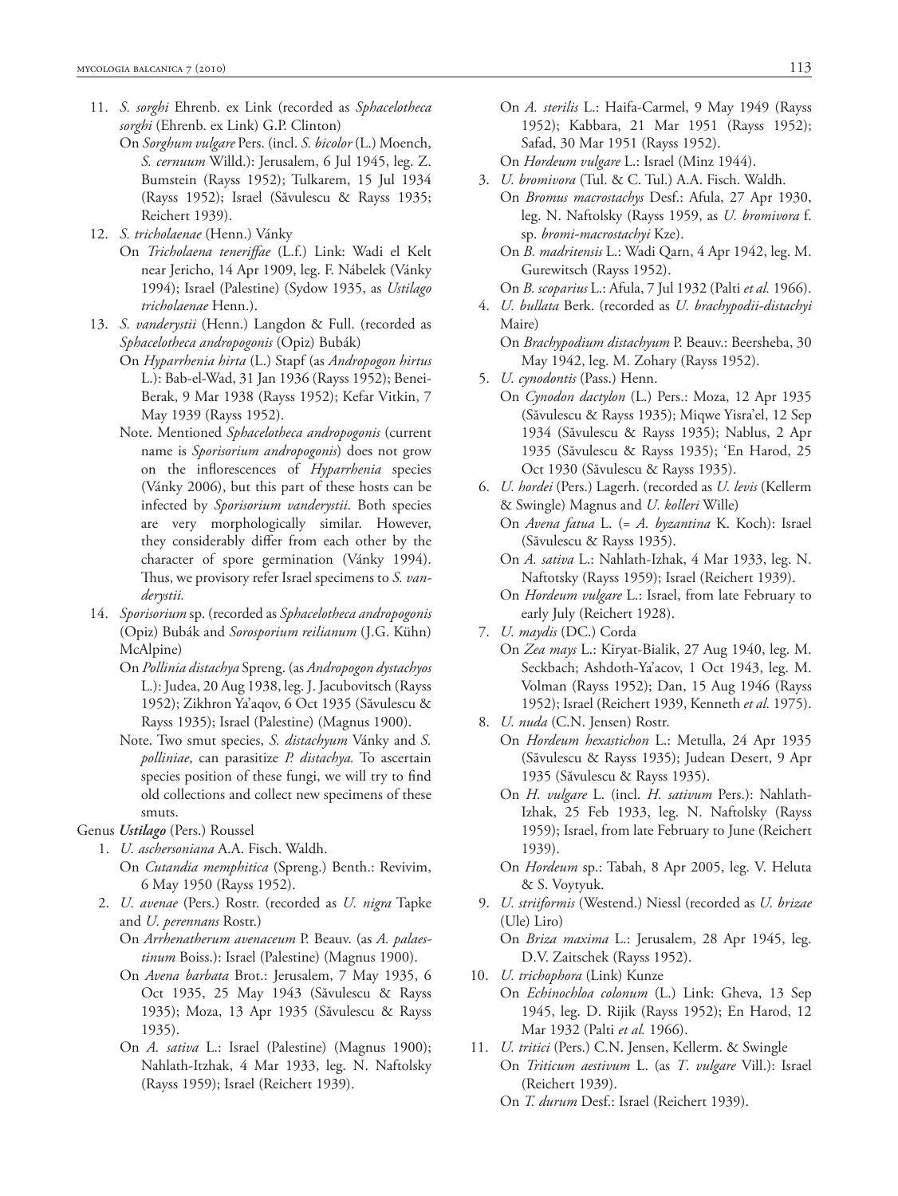11. *S. sorghi* Ehrenb. ex Link (recorded as *Sphacelotheca sorghi* (Ehrenb. ex Link) G.P. Clinton)
    On *Sorghum vulgare* Pers. (incl. *S. bicolor* (L.) Moench, *S. cernuum* Willd.): Jerusalem, 6 Jul 1945, leg. Z. Bumstein (Rayss 1952); Tulkarem, 15 Jul 1934 (Rayss 1952); Israel (Săvulescu & Rayss 1935; Reichert 1939).
12. *S. tricholaenae* (Henn.) Vánky
    On *Tricholaena teneriffae* (L.f.) Link: Wadi el Kelt near Jericho, 14 Apr 1909, leg. F. Nábelek (Vánky 1994); Israel (Palestine) (Sydow 1935, as *Ustilago tricholaenae* Henn.).
13. *S. vanderystii* (Henn.) Langdon & Full. (recorded as *Sphacelotheca andropogonis* (Opiz) Bubák)
    On *Hyparrhenia hirta* (L.) Stapf (as *Andropogon hirtus* L.): Bab-el-Wad, 31 Jan 1936 (Rayss 1952); Benei-Berak, 9 Mar 1938 (Rayss 1952); Kefar Vitkin, 7 May 1939 (Rayss 1952).
    Note. Mentioned *Sphacelotheca andropogonis* (current name is *Sporisorium andropogonis*) does not grow on the inflorescences of *Hyparrhenia* species (Vánky 2006), but this part of these hosts can be infected by *Sporisorium vanderystii*. Both species are very morphologically similar. However, they considerably differ from each other by the character of spore germination (Vánky 1994). Thus, we provisory refer Israel specimens to *S. vanderystii.*
14. *Sporisorium* sp. (recorded as *Sphacelotheca andropogonis* (Opiz) Bubák and *Sorosporium reilianum* (J.G. Kühn) McAlpine)
    On *Pollinia distachya* Spreng. (as *Andropogon dystachyos* L.): Judea, 20 Aug 1938, leg. J. Jacubovitsch (Rayss 1952); Zikhron Ya'aqov, 6 Oct 1935 (Săvulescu & Rayss 1935); Israel (Palestine) (Magnus 1900).
    Note. Two smut species, *S. distachyum* Vánky and *S. polliniae*, can parasitize *P. distachya.* To ascertain species position of these fungi, we will try to find old collections and collect new specimens of these smuts.

Genus ***Ustilago*** (Pers.) Roussel

1. *U. aschersoniana* A.A. Fisch. Waldh.
   On *Cutandia memphitica* (Spreng.) Benth.: Revivim, 6 May 1950 (Rayss 1952).
2. *U. avenae* (Pers.) Rostr. (recorded as *U. nigra* Tapke and *U. perennans* Rostr.)
   On *Arrhenatherum avenaceum* P. Beauv. (as *A. palaestinum* Boiss.): Israel (Palestine) (Magnus 1900).
   On *Avena barbata* Brot.: Jerusalem, 7 May 1935, 6 Oct 1935, 25 May 1943 (Săvulescu & Rayss 1935); Moza, 13 Apr 1935 (Săvulescu & Rayss 1935).
   On *A. sativa* L.: Israel (Palestine) (Magnus 1900); Nahlath-Itzhak, 4 Mar 1933, leg. N. Naftolsky (Rayss 1959); Israel (Reichert 1939).
   On *A. sterilis* L.: Haifa-Carmel, 9 May 1949 (Rayss 1952); Kabbara, 21 Mar 1951 (Rayss 1952); Safad, 30 Mar 1951 (Rayss 1952).
   On *Hordeum vulgare* L.: Israel (Minz 1944).
3. *U. bromivora* (Tul. & C. Tul.) A.A. Fisch. Waldh.
   On *Bromus macrostachys* Desf.: Afula, 27 Apr 1930, leg. N. Naftolsky (Rayss 1959, as *U. bromivora* f. sp. *bromi-macrostachyi* Kze).
   On *B. madritensis* L.: Wadi Qarn, 4 Apr 1942, leg. M. Gurewitsch (Rayss 1952).
   On *B. scoparius* L.: Afula, 7 Jul 1932 (Palti *et al.* 1966).
4. *U. bullata* Berk. (recorded as *U. brachypodii-distachyi* Maire)
   On *Brachypodium distachyum* P. Beauv.: Beersheba, 30 May 1942, leg. M. Zohary (Rayss 1952).
5. *U. cynodontis* (Pass.) Henn.
   On *Cynodon dactylon* (L.) Pers.: Moza, 12 Apr 1935 (Săvulescu & Rayss 1935); Miqwe Yisra'el, 12 Sep 1934 (Săvulescu & Rayss 1935); Nablus, 2 Apr 1935 (Săvulescu & Rayss 1935); 'En Harod, 25 Oct 1930 (Săvulescu & Rayss 1935).
6. *U. hordei* (Pers.) Lagerh. (recorded as *U. levis* (Kellerm & Swingle) Magnus and *U. kolleri* Wille)
   On *Avena fatua* L. (= *A. byzantina* K. Koch): Israel (Săvulescu & Rayss 1935).
   On *A. sativa* L.: Nahlath-Izhak, 4 Mar 1933, leg. N. Naftotsky (Rayss 1959); Israel (Reichert 1939).
   On *Hordeum vulgare* L.: Israel, from late February to early July (Reichert 1928).
7. *U. maydis* (DC.) Corda
   On *Zea mays* L.: Kiryat-Bialik, 27 Aug 1940, leg. M. Seckbach; Ashdoth-Ya'acov, 1 Oct 1943, leg. M. Volman (Rayss 1952); Dan, 15 Aug 1946 (Rayss 1952); Israel (Reichert 1939, Kenneth *et al.* 1975).
8. *U. nuda* (C.N. Jensen) Rostr.
   On *Hordeum hexastichon* L.: Metulla, 24 Apr 1935 (Săvulescu & Rayss 1935); Judean Desert, 9 Apr 1935 (Săvulescu & Rayss 1935).
   On *H. vulgare* L. (incl. *H. sativum* Pers.): Nahlath-Izhak, 25 Feb 1933, leg. N. Naftolsky (Rayss 1959); Israel, from late February to June (Reichert 1939).
   On *Hordeum* sp.: Tabah, 8 Apr 2005, leg. V. Heluta & S. Voytyuk.
9. *U. striiformis* (Westend.) Niessl (recorded as *U. brizae* (Ule) Liro)
   On *Briza maxima* L.: Jerusalem, 28 Apr 1945, leg. D.V. Zaitschek (Rayss 1952).
10. *U. trichophora* (Link) Kunze
    On *Echinochloa colonum* (L.) Link: Gheva, 13 Sep 1945, leg. D. Rijik (Rayss 1952); En Harod, 12 Mar 1932 (Palti *et al.* 1966).
11. *U. tritici* (Pers.) C.N. Jensen, Kellerm. & Swingle
    On *Triticum aestivum* L. (as *T. vulgare* Vill.): Israel (Reichert 1939).
    On *T. durum* Desf.: Israel (Reichert 1939).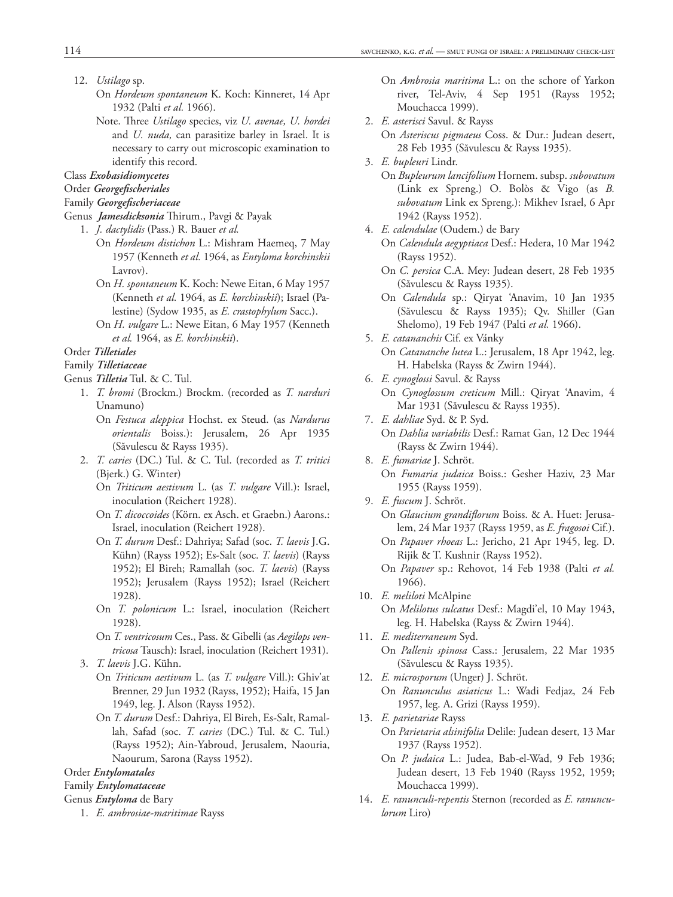12. *Ustilago* sp.
    On *Hordeum spontaneum* K. Koch: Kinneret, 14 Apr 1932 (Palti *et al.* 1966).
    Note. Three *Ustilago* species, viz *U. avenae, U. hordei* and *U. nuda,* can parasitize barley in Israel. It is necessary to carry out microscopic examination to identify this record.

Class ***Exobasidiomycetes***

Order ***Georgefischeriales***

Family ***Georgefischeriaceae***

Genus ***Jamesdicksonia*** Thirum., Pavgi & Payak

1. *J. dactylidis* (Pass.) R. Bauer *et al.*
   On *Hordeum distichon* L.: Mishram Haemeq, 7 May 1957 (Kenneth *et al.* 1964, as *Entyloma korchinskii* Lavrov).
   On *H. spontaneum* K. Koch: Newe Eitan, 6 May 1957 (Kenneth *et al.* 1964, as *E. korchinskii*); Israel (Palestine) (Sydow 1935, as *E. crastophylum* Sacc.).
   On *H. vulgare* L.: Newe Eitan, 6 May 1957 (Kenneth *et al.* 1964, as *E. korchinskii*).

Order ***Tilletiales***

Family ***Tilletiaceae***

Genus ***Tilletia*** Tul. & C. Tul.

1. *T. bromi* (Brockm.) Brockm. (recorded as *T. narduri* Unamuno)
   On *Festuca aleppica* Hochst. ex Steud. (as *Nardurus orientalis* Boiss.): Jerusalem, 26 Apr 1935 (Săvulescu & Rayss 1935).
2. *T. caries* (DC.) Tul. & C. Tul. (recorded as *T. tritici* (Bjerk.) G. Winter)
   On *Triticum aestivum* L. (as *T. vulgare* Vill.): Israel, inoculation (Reichert 1928).
   On *T. dicoccoides* (Körn. ex Asch. et Graebn.) Aarons.: Israel, inoculation (Reichert 1928).
   On *T. durum* Desf.: Dahriya; Safad (soc. *T. laevis* J.G. Kühn) (Rayss 1952); Es-Salt (soc. *T. laevis*) (Rayss 1952); El Bireh; Ramallah (soc. *T. laevis*) (Rayss 1952); Jerusalem (Rayss 1952); Israel (Reichert 1928).
   On *T. polonicum* L.: Israel, inoculation (Reichert 1928).
   On *T. ventricosum* Ces., Pass. & Gibelli (as *Aegilops ventricosa* Tausch): Israel, inoculation (Reichert 1931).
3. *T. laevis* J.G. Kühn.
   On *Triticum aestivum* L. (as *T. vulgare* Vill.): Ghiv'at Brenner, 29 Jun 1932 (Rayss, 1952); Haifa, 15 Jan 1949, leg. J. Alson (Rayss 1952).
   On *T. durum* Desf.: Dahriya, El Bireh, Es-Salt, Ramallah, Safad (soc. *T. caries* (DC.) Tul. & C. Tul.) (Rayss 1952); Ain-Yabroud, Jerusalem, Naouria, Naourum, Sarona (Rayss 1952).

Order ***Entylomatales***

Family ***Entylomataceae***

Genus ***Entyloma*** de Bary

1. *E. ambrosiae-maritimae* Rayss
   On *Ambrosia maritima* L.: on the schore of Yarkon river, Tel-Aviv, 4 Sep 1951 (Rayss 1952; Mouchacca 1999).
2. *E. asterisci* Savul. & Rayss
   On *Asteriscus pigmaeus* Coss. & Dur.: Judean desert, 28 Feb 1935 (Săvulescu & Rayss 1935).
3. *E. bupleuri* Lindr.
   On *Bupleurum lancifolium* Hornem. subsp. *subovatum* (Link ex Spreng.) O. Bolòs & Vigo (as *B. subovatum* Link ex Spreng.): Mikhev Israel, 6 Apr 1942 (Rayss 1952).
4. *E. calendulae* (Oudem.) de Bary
   On *Calendula aegyptiaca* Desf.: Hedera, 10 Mar 1942 (Rayss 1952).
   On *C. persica* C.A. Mey: Judean desert, 28 Feb 1935 (Săvulescu & Rayss 1935).
   On *Calendula* sp.: Qiryat 'Anavim, 10 Jan 1935 (Săvulescu & Rayss 1935); Qv. Shiller (Gan Shelomo), 19 Feb 1947 (Palti *et al.* 1966).
5. *E. catananchis* Cif. ex Vánky
   On *Catananche lutea* L.: Jerusalem, 18 Apr 1942, leg. H. Habelska (Rayss & Zwirn 1944).
6. *E. cynoglossi* Savul. & Rayss
   On *Cynoglossum creticum* Mill.: Qiryat 'Anavim, 4 Mar 1931 (Săvulescu & Rayss 1935).
7. *E. dahliae* Syd. & P. Syd.
   On *Dahlia variabilis* Desf.: Ramat Gan, 12 Dec 1944 (Rayss & Zwirn 1944).
8. *E. fumariae* J. Schröt.
   On *Fumaria judaica* Boiss.: Gesher Haziv, 23 Mar 1955 (Rayss 1959).
9. *E. fuscum* J. Schröt.
   On *Glaucium grandiflorum* Boiss. & A. Huet: Jerusalem, 24 Mar 1937 (Rayss 1959, as *E. fragosoi* Cif.).
   On *Papaver rhoeas* L.: Jericho, 21 Apr 1945, leg. D. Rijik & T. Kushnir (Rayss 1952).
   On *Papaver* sp.: Rehovot, 14 Feb 1938 (Palti *et al.* 1966).
10. *E. meliloti* McAlpine
    On *Melilotus sulcatus* Desf.: Magdi'el, 10 May 1943, leg. H. Habelska (Rayss & Zwirn 1944).
11. *E. mediterraneum* Syd.
    On *Pallenis spinosa* Cass.: Jerusalem, 22 Mar 1935 (Săvulescu & Rayss 1935).
12. *E. microsporum* (Unger) J. Schröt.
    On *Ranunculus asiaticus* L.: Wadi Fedjaz, 24 Feb 1957, leg. A. Grizi (Rayss 1959).
13. *E. parietariae* Rayss
    On *Parietaria alsinifolia* Delile: Judean desert, 13 Mar 1937 (Rayss 1952).
    On *P. judaica* L.: Judea, Bab-el-Wad, 9 Feb 1936; Judean desert, 13 Feb 1940 (Rayss 1952, 1959; Mouchacca 1999).
14. *E. ranunculi-repentis* Sternon (recorded as *E. ranunculorum* Liro)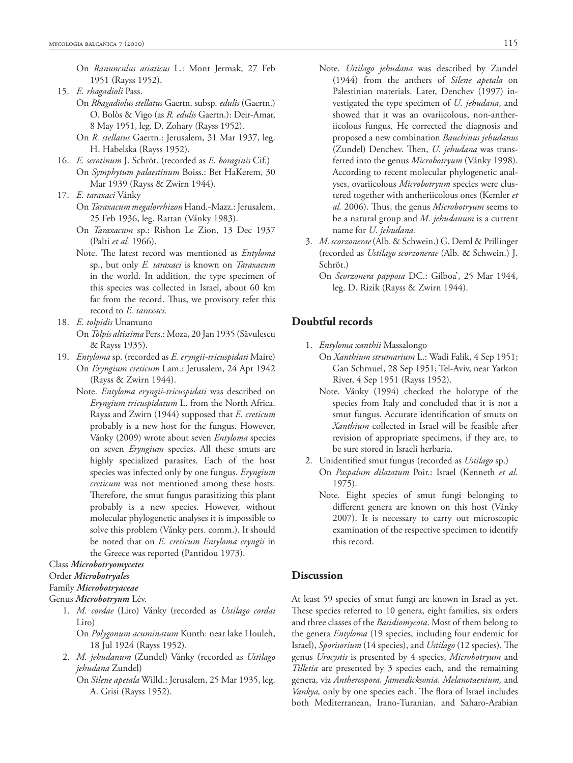On *Ranunculus asiaticus* L.: Mont Jermak, 27 Feb 1951 (Rayss 1952).

15. *E. rhagadioli* Pass.
    
    On *Rhagadiolus stellatus* Gaertn. subsp. *edulis* (Gaertn.) O. Bolòs & Vigo (as *R. edulis* Gaertn.): Deir-Amar, 8 May 1951, leg. D. Zohary (Rayss 1952).
    
    On *R. stellatus* Gaertn.: Jerusalem, 31 Mar 1937, leg. H. Habelska (Rayss 1952).

16. *E. serotinum* J. Schröt. (recorded as *E. boraginis* Cif.)
    
    On *Symphytum palaestinum* Boiss.: Bet HaKerem, 30 Mar 1939 (Rayss & Zwirn 1944).

17. *E. taraxaci* Vánky
    
    On *Taraxacum megalorrhizon* Hand.-Mazz.: Jerusalem, 25 Feb 1936, leg. Rattan (Vánky 1983).
    
    On *Taraxacum* sp.: Rishon Le Zion, 13 Dec 1937 (Palti *et al.* 1966).
    
    Note. The latest record was mentioned as *Entyloma* sp., but only *E. taraxaci* is known on *Taraxacum* in the world. In addition, the type specimen of this species was collected in Israel, about 60 km far from the record. Thus, we provisory refer this record to *E. taraxaci.*

18. *E. tolpidis* Unamuno
    
    On *Tolpis altissima* Pers.: Moza, 20 Jan 1935 (Săvulescu & Rayss 1935).

19. *Entyloma* sp. (recorded as *E. eryngii-tricuspidati* Maire)
    
    On *Eryngium creticum* Lam.: Jerusalem, 24 Apr 1942 (Rayss & Zwirn 1944).
    
    Note. *Entyloma eryngii-tricuspidati* was described on *Eryngium tricuspidatum* L. from the North Africa. Rayss and Zwirn (1944) supposed that *E. creticum* probably is a new host for the fungus. However, Vánky (2009) wrote about seven *Entyloma* species on seven *Eryngium* species. All these smuts are highly specialized parasites. Each of the host species was infected only by one fungus. *Eryngium creticum* was not mentioned among these hosts. Therefore, the smut fungus parasitizing this plant probably is a new species. However, without molecular phylogenetic analyses it is impossible to solve this problem (Vánky pers. comm.). It should be noted that on *E. creticum Entyloma eryngii* in the Greece was reported (Pantidou 1973).

Class ***Microbotryomycetes***

Order ***Microbotryales***

Family ***Microbotryaceae***

Genus ***Microbotryum*** Lév.

1. *M. cordae* (Liro) Vánky (recorded as *Ustilago cordai* Liro)
   
   On *Polygonum acuminatum* Kunth: near lake Houleh, 18 Jul 1924 (Rayss 1952).

2. *M. jehudanum* (Zundel) Vánky (recorded as *Ustilago jehudana* Zundel)
   
   On *Silene apetala* Willd.: Jerusalem, 25 Mar 1935, leg. A. Grisi (Rayss 1952).
   
   Note. *Ustilago jehudana* was described by Zundel (1944) from the anthers of *Silene apetala* on Palestinian materials. Later, Denchev (1997) investigated the type specimen of *U. jehudana*, and showed that it was an ovariicolous, non-antheriicolous fungus. He corrected the diagnosis and proposed a new combination *Bauchinus jehudanus* (Zundel) Denchev. Then, *U. jehudana* was transferred into the genus *Microbotryum* (Vánky 1998). According to recent molecular phylogenetic analyses, ovariicolous *Microbotryum* species were clustered together with antheriicolous ones (Kemler *et al.* 2006). Thus, the genus *Microbotryum* seems to be a natural group and *M. jehudanum* is a current name for *U. jehudana.*

3. *M. scorzonerae* (Alb. & Schwein.) G. Deml & Prillinger (recorded as *Ustilago scorzonerae* (Alb. & Schwein.) J. Schröt.)
   
   On *Scorzonera papposa* DC.: Gilboa', 25 Mar 1944, leg. D. Rizik (Rayss & Zwirn 1944).

## Doubtful records

1. *Entyloma xanthii* Massalongo
   
   On *Xanthium strumarium* L.: Wadi Falik, 4 Sep 1951; Gan Schmuel, 28 Sep 1951; Tel-Aviv, near Yarkon River, 4 Sep 1951 (Rayss 1952).
   
   Note. Vánky (1994) checked the holotype of the species from Italy and concluded that it is not a smut fungus. Accurate identification of smuts on *Xanthium* collected in Israel will be feasible after revision of appropriate specimens, if they are, to be sure stored in Israeli herbaria.

2. Unidentified smut fungus (recorded as *Ustilago* sp.)
   
   On *Paspalum dilatatum* Poir.: Israel (Kenneth *et al.* 1975).
   
   Note. Eight species of smut fungi belonging to different genera are known on this host (Vánky 2007). It is necessary to carry out microscopic examination of the respective specimen to identify this record.

## Discussion

At least 59 species of smut fungi are known in Israel as yet. These species referred to 10 genera, eight families, six orders and three classes of the *Basidiomycota*. Most of them belong to the genera *Entyloma* (19 species, including four endemic for Israel), *Sporisorium* (14 species), and *Ustilago* (12 species). The genus *Urocystis* is presented by 4 species, *Microbotryum* and *Tilletia* are presented by 3 species each, and the remaining genera, viz *Antherospora, Jamesdicksonia, Melanotaenium,* and *Vankya,* only by one species each. The flora of Israel includes both Mediterranean, Irano-Turanian, and Saharo-Arabian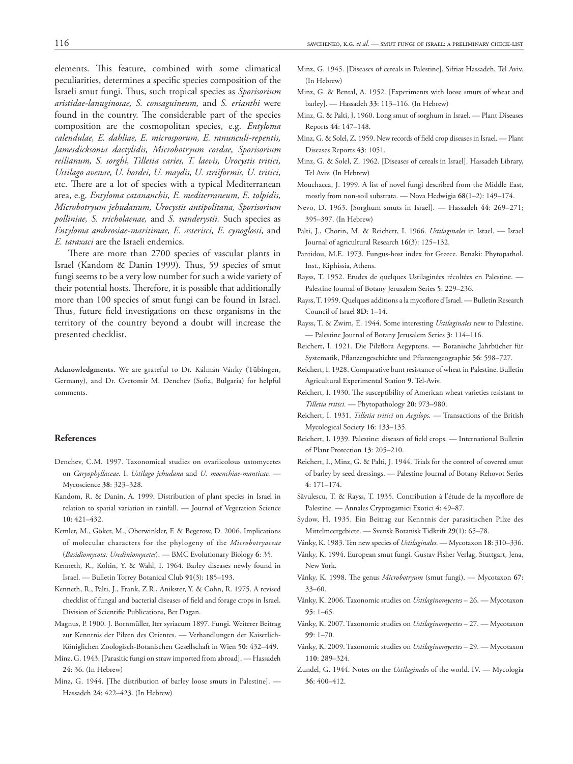elements. This feature, combined with some climatical peculiarities, determines a specific species composition of the Israeli smut fungi. Thus, such tropical species as *Sporisorium aristidae-lanuginosae, S. consanguineum,* and *S. erianthi* were found in the country. The considerable part of the species composition are the cosmopolitan species, e.g. *Entyloma calendulae, E. dahliae, E. microsporum, E. ranunculi-repentis, Jamesdicksonia dactylidis, Microbotryum cordae, Sporisorium reilianum, S. sorghi, Tilletia caries, T. laevis, Urocystis tritici, Ustilago avenae, U. hordei, U. maydis, U. striiformis, U. tritici,* etc. There are a lot of species with a typical Mediterranean area, e.g. *Entyloma catananchis, E. mediterraneum, E. tolpidis, Microbotryum jehudanum, Urocystis antipolitana, Sporisorium polliniae, S. tricholaenae,* and *S. vanderystii.* Such species as *Entyloma ambrosiae-maritimae, E. asterisci, E. cynoglossi,* and *E. taraxaci* are the Israeli endemics.

There are more than 2700 species of vascular plants in Israel (Kandom & Danin 1999). Thus, 59 species of smut fungi seems to be a very low number for such a wide variety of their potential hosts. Therefore, it is possible that additionally more than 100 species of smut fungi can be found in Israel. Thus, future field investigations on these organisms in the territory of the country beyond a doubt will increase the presented checklist.

**Acknowledgments.** We are grateful to Dr. Kálmán Vánky (Tübingen, Germany), and Dr. Cvetomir M. Denchev (Sofia, Bulgaria) for helpful comments.

## References

Denchev, C.M. 1997. Taxonomical studies on ovariicolous ustomycetes on *Caryophyllaceae.* I. *Ustilago jehudana* and *U. moenchiae-manticae.* — Mycoscience **38**: 323–328.

Kandom, R. & Danin, A. 1999. Distribution of plant species in Israel in relation to spatial variation in rainfall. — Journal of Vegetation Science **10**: 421–432.

Kemler, M., Göker, M., Oberwinkler, F. & Begerow, D. 2006. Implications of molecular characters for the phylogeny of the *Microbotryaceae* (*Basidiomycota: Urediniomycetes*). — BMC Evolutionary Biology **6**: 35.

Kenneth, R., Koltin, Y. & Wahl, I. 1964. Barley diseases newly found in Israel. — Bulletin Torrey Botanical Club **91**(3): 185–193.

Kenneth, R., Palti, J., Frank, Z.R., Anikster, Y. & Cohn, R. 1975. A revised checklist of fungal and bacterial diseases of field and forage crops in Israel. Division of Scientific Publications, Bet Dagan.

Magnus, P. 1900. J. Bornmüller, Iter syriacum 1897. Fungi. Weiterer Beitrag zur Kenntnis der Pilzen des Orientes. — Verhandlungen der Kaiserlich-Königlichen Zoologisch-Botanischen Gesellschaft in Wien **50**: 432–449.

Minz, G. 1943. [Parasitic fungi on straw imported from abroad]. — Hassadeh **24**: 36. (In Hebrew)

Minz, G. 1944. [The distribution of barley loose smuts in Palestine]. — Hassadeh **24**: 422–423. (In Hebrew)

Minz, G. 1945. [Diseases of cereals in Palestine]. Sifriat Hassadeh, Tel Aviv. (In Hebrew)

Minz, G. & Bental, A. 1952. [Experiments with loose smuts of wheat and barley]. — Hassadeh **33**: 113–116. (In Hebrew)

Minz, G. & Palti, J. 1960. Long smut of sorghum in Israel. — Plant Diseases Reports **44**: 147–148.

Minz, G. & Solel, Z. 1959. New records of field crop diseases in Israel. — Plant Diseases Reports **43**: 1051.

Minz, G. & Solel, Z. 1962. [Diseases of cereals in Israel]. Hassadeh Library, Tel Aviv. (In Hebrew)

Mouchacca, J. 1999. A list of novel fungi described from the Middle East, mostly from non-soil substrata. — Nova Hedwigia **68**(1–2): 149–174.

Nevo, D. 1963. [Sorghum smuts in Israel]. — Hassadeh **44**: 269–271; 395–397. (In Hebrew)

Palti, J., Chorin, M. & Reichert, I. 1966. *Ustilaginales* in Israel. — Israel Journal of agricultural Research **16**(3): 125–132.

Pantidou, M.E. 1973. Fungus-host index for Greece. Benaki: Phytopathol. Inst., Kiphissia, Athens.

Rayss, T. 1952. Etudes de quelques Ustilaginées récoltées en Palestine. — Palestine Journal of Botany Jerusalem Series **5**: 229–236.

Rayss, T. 1959. Quelques additions a la mycoflore d'Israel. — Bulletin Research Council of Israel **8D**: 1–14.

Rayss, T. & Zwirn, E. 1944. Some interesting *Ustilaginales* new to Palestine. — Palestine Journal of Botany Jerusalem Series **3**: 114–116.

Reichert, I. 1921. Die Pilzflora Aegyptens. — Botanische Jahrbücher für Systematik, Pflanzengeschichte und Pflanzengeographie **56**: 598–727.

Reichert, I. 1928. Comparative bunt resistance of wheat in Palestine. Bulletin Agricultural Experimental Station **9**. Tel-Aviv.

Reichert, I. 1930. The susceptibility of American wheat varieties resistant to *Tilletia tritici.* — Phytopathology **20**: 973–980.

Reichert, I. 1931. *Tilletia tritici* on *Aegilops.* — Transactions of the British Mycological Society **16**: 133–135.

Reichert, I. 1939. Palestine: diseases of field crops. — International Bulletin of Plant Protection **13**: 205–210.

Reichert, I., Minz, G. & Palti, J. 1944. Trials for the control of covered smut of barley by seed dressings. — Palestine Journal of Botany Rehovot Series **4**: 171–174.

Săvulescu, T. & Rayss, T. 1935. Contribution à l'étude de la mycoflore de Palestine. — Annales Cryptogamici Exotici **4**: 49–87.

Sydow, H. 1935. Ein Beitrag zur Kenntnis der parasitischen Pilze des Mittelmeergebiete. — Svensk Botanisk Tidkrift **29**(1): 65–78.

Vánky, K. 1983. Ten new species of *Ustilaginales.* — Mycotaxon **18**: 310–336.

Vánky, K. 1994. European smut fungi. Gustav Fisher Verlag, Stuttgart, Jena, New York.

Vánky, K. 1998. The genus *Microbotryum* (smut fungi). — Mycotaxon **67**: 33–60.

Vánky, K. 2006. Taxonomic studies on *Ustilaginomycetes* – 26. — Mycotaxon **95**: 1–65.

Vánky, K. 2007. Taxonomic studies on *Ustilaginomycetes* – 27. — Mycotaxon **99**: 1–70.

Vánky, K. 2009. Taxonomic studies on *Ustilaginomycetes* – 29. — Mycotaxon **110**: 289–324.

Zundel, G. 1944. Notes on the *Ustilaginales* of the world. IV. — Mycologia **36**: 400–412.